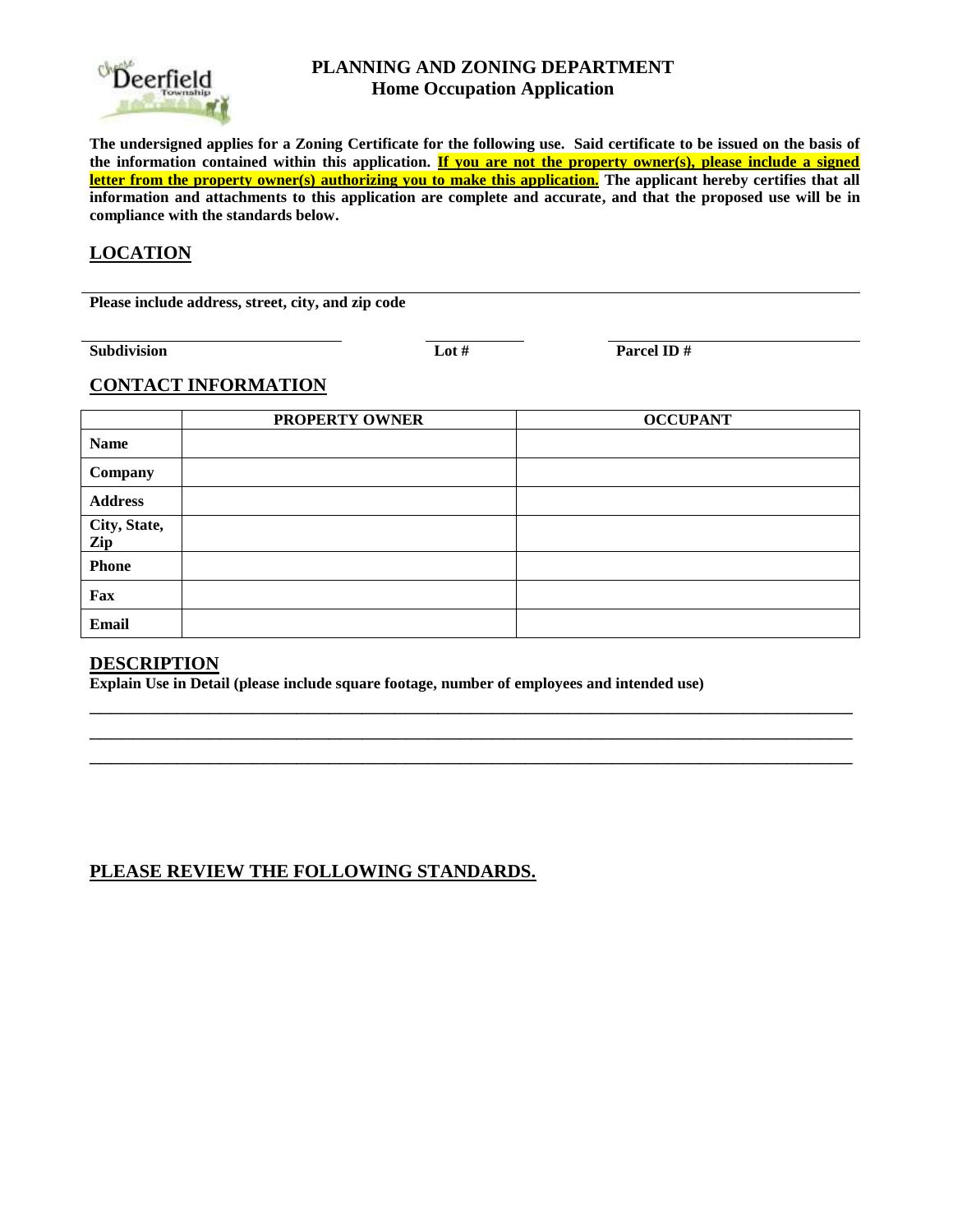# PLANNING AND ZONING DEPARTMENT
## Home Occupation Application

**The undersigned applies for a Zoning Certificate for the following use. Said certificate to be issued on the basis of the information contained within this application. If you are not the property owner(s), please include a signed letter from the property owner(s) authorizing you to make this application. The applicant hereby certifies that all information and attachments to this application are complete and accurate, and that the proposed use will be in compliance with the standards below.**

## LOCATION

______________________________________________________________________

**Please include address, street, city, and zip code**

______________________ ____________ ______________________

**Subdivision** **Lot #** **Parcel ID #**

## CONTACT INFORMATION

| | PROPERTY OWNER | OCCUPANT |
|---|---|---|
| **Name** | | |
| **Company** | | |
| **Address** | | |
| **City, State, Zip** | | |
| **Phone** | | |
| **Fax** | | |
| **Email** | | |

## DESCRIPTION

**Explain Use in Detail (please include square footage, number of employees and intended use)**

______________________________________________________________________

______________________________________________________________________

______________________________________________________________________

## PLEASE REVIEW THE FOLLOWING STANDARDS.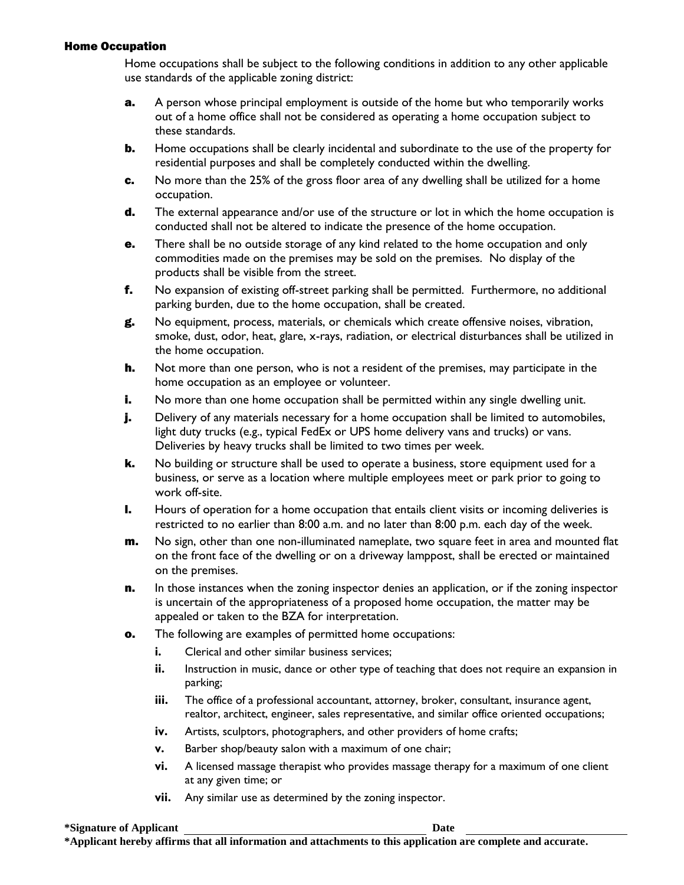### Home Occupation

Home occupations shall be subject to the following conditions in addition to any other applicable use standards of the applicable zoning district:

**a.** A person whose principal employment is outside of the home but who temporarily works out of a home office shall not be considered as operating a home occupation subject to these standards.

**b.** Home occupations shall be clearly incidental and subordinate to the use of the property for residential purposes and shall be completely conducted within the dwelling.

**c.** No more than the 25% of the gross floor area of any dwelling shall be utilized for a home occupation.

**d.** The external appearance and/or use of the structure or lot in which the home occupation is conducted shall not be altered to indicate the presence of the home occupation.

**e.** There shall be no outside storage of any kind related to the home occupation and only commodities made on the premises may be sold on the premises. No display of the products shall be visible from the street.

**f.** No expansion of existing off-street parking shall be permitted. Furthermore, no additional parking burden, due to the home occupation, shall be created.

**g.** No equipment, process, materials, or chemicals which create offensive noises, vibration, smoke, dust, odor, heat, glare, x-rays, radiation, or electrical disturbances shall be utilized in the home occupation.

**h.** Not more than one person, who is not a resident of the premises, may participate in the home occupation as an employee or volunteer.

**i.** No more than one home occupation shall be permitted within any single dwelling unit.

**j.** Delivery of any materials necessary for a home occupation shall be limited to automobiles, light duty trucks (e.g., typical FedEx or UPS home delivery vans and trucks) or vans. Deliveries by heavy trucks shall be limited to two times per week.

**k.** No building or structure shall be used to operate a business, store equipment used for a business, or serve as a location where multiple employees meet or park prior to going to work off-site.

**l.** Hours of operation for a home occupation that entails client visits or incoming deliveries is restricted to no earlier than 8:00 a.m. and no later than 8:00 p.m. each day of the week.

**m.** No sign, other than one non-illuminated nameplate, two square feet in area and mounted flat on the front face of the dwelling or on a driveway lamppost, shall be erected or maintained on the premises.

**n.** In those instances when the zoning inspector denies an application, or if the zoning inspector is uncertain of the appropriateness of a proposed home occupation, the matter may be appealed or taken to the BZA for interpretation.

**o.** The following are examples of permitted home occupations:

- **i.** Clerical and other similar business services;
- **ii.** Instruction in music, dance or other type of teaching that does not require an expansion in parking;
- **iii.** The office of a professional accountant, attorney, broker, consultant, insurance agent, realtor, architect, engineer, sales representative, and similar office oriented occupations;
- **iv.** Artists, sculptors, photographers, and other providers of home crafts;
- **v.** Barber shop/beauty salon with a maximum of one chair;
- **vi.** A licensed massage therapist who provides massage therapy for a maximum of one client at any given time; or
- **vii.** Any similar use as determined by the zoning inspector.

**\*Signature of Applicant** ______________________________ **Date** ____________________

**\*Applicant hereby affirms that all information and attachments to this application are complete and accurate.**